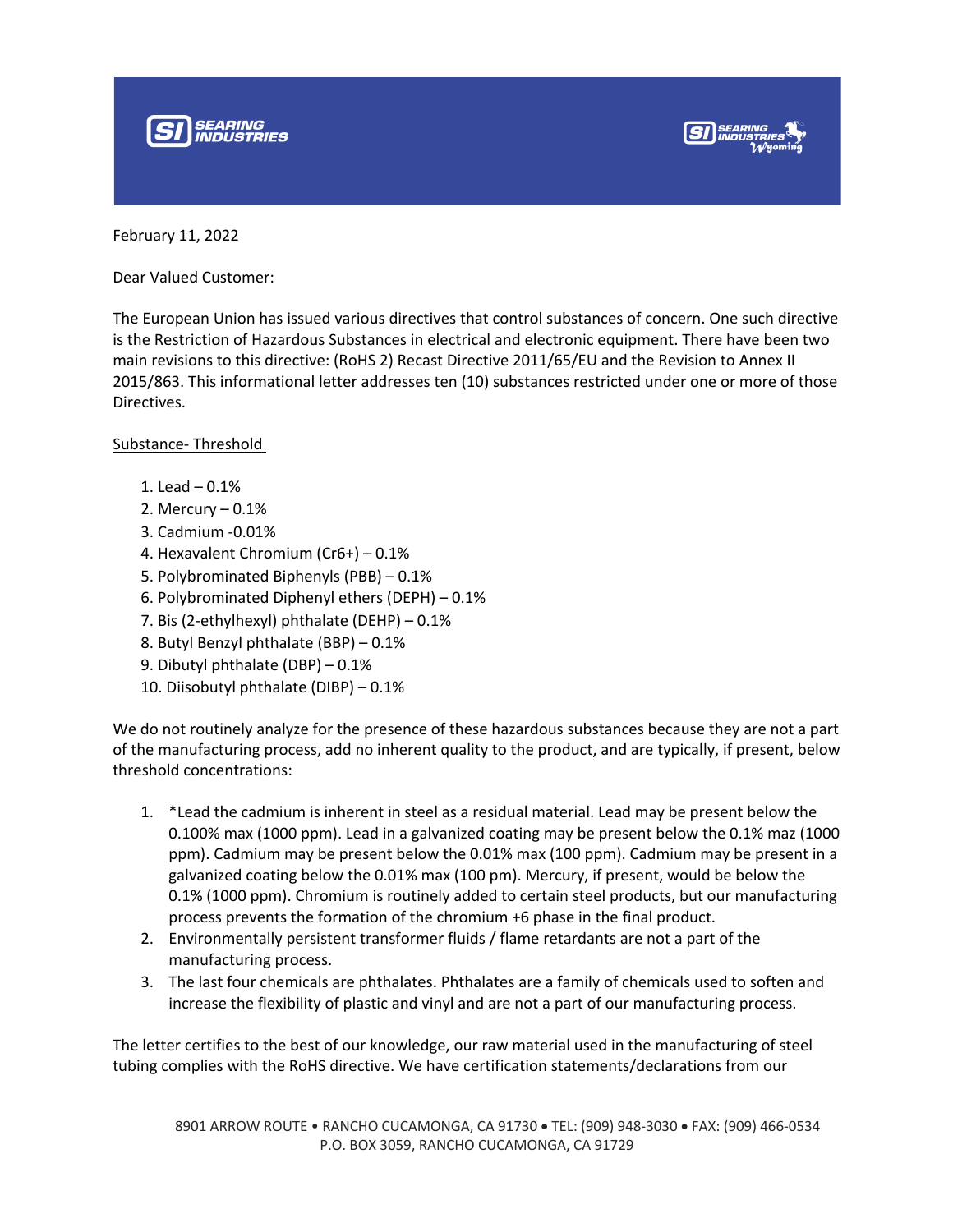February 11, 2022

Dear Valued Customer:

The European Union has issued various directives that control substances of concern. One such directive is the Restriction of Hazardous Substances in electrical and electronic equipment. There have been two main revisions to this directive: (RoHS 2) Recast Directive 2011/65/EU and the Revision to Annex II 2015/863. This informational letter addresses ten (10) substances restricted under one or more of those Directives.

<u>Substance- Threshold</u>

1. Lead – 0.1%
2. Mercury – 0.1%
3. Cadmium -0.01%
4. Hexavalent Chromium (Cr6+) – 0.1%
5. Polybrominated Biphenyls (PBB) – 0.1%
6. Polybrominated Diphenyl ethers (DEPH) – 0.1%
7. Bis (2-ethylhexyl) phthalate (DEHP) – 0.1%
8. Butyl Benzyl phthalate (BBP) – 0.1%
9. Dibutyl phthalate (DBP) – 0.1%
10. Diisobutyl phthalate (DIBP) – 0.1%

We do not routinely analyze for the presence of these hazardous substances because they are not a part of the manufacturing process, add no inherent quality to the product, and are typically, if present, below threshold concentrations:

1. *Lead the cadmium is inherent in steel as a residual material. Lead may be present below the 0.100% max (1000 ppm). Lead in a galvanized coating may be present below the 0.1% maz (1000 ppm). Cadmium may be present below the 0.01% max (100 ppm). Cadmium may be present in a galvanized coating below the 0.01% max (100 pm). Mercury, if present, would be below the 0.1% (1000 ppm). Chromium is routinely added to certain steel products, but our manufacturing process prevents the formation of the chromium +6 phase in the final product.
2. Environmentally persistent transformer fluids / flame retardants are not a part of the manufacturing process.
3. The last four chemicals are phthalates. Phthalates are a family of chemicals used to soften and increase the flexibility of plastic and vinyl and are not a part of our manufacturing process.

The letter certifies to the best of our knowledge, our raw material used in the manufacturing of steel tubing complies with the RoHS directive. We have certification statements/declarations from our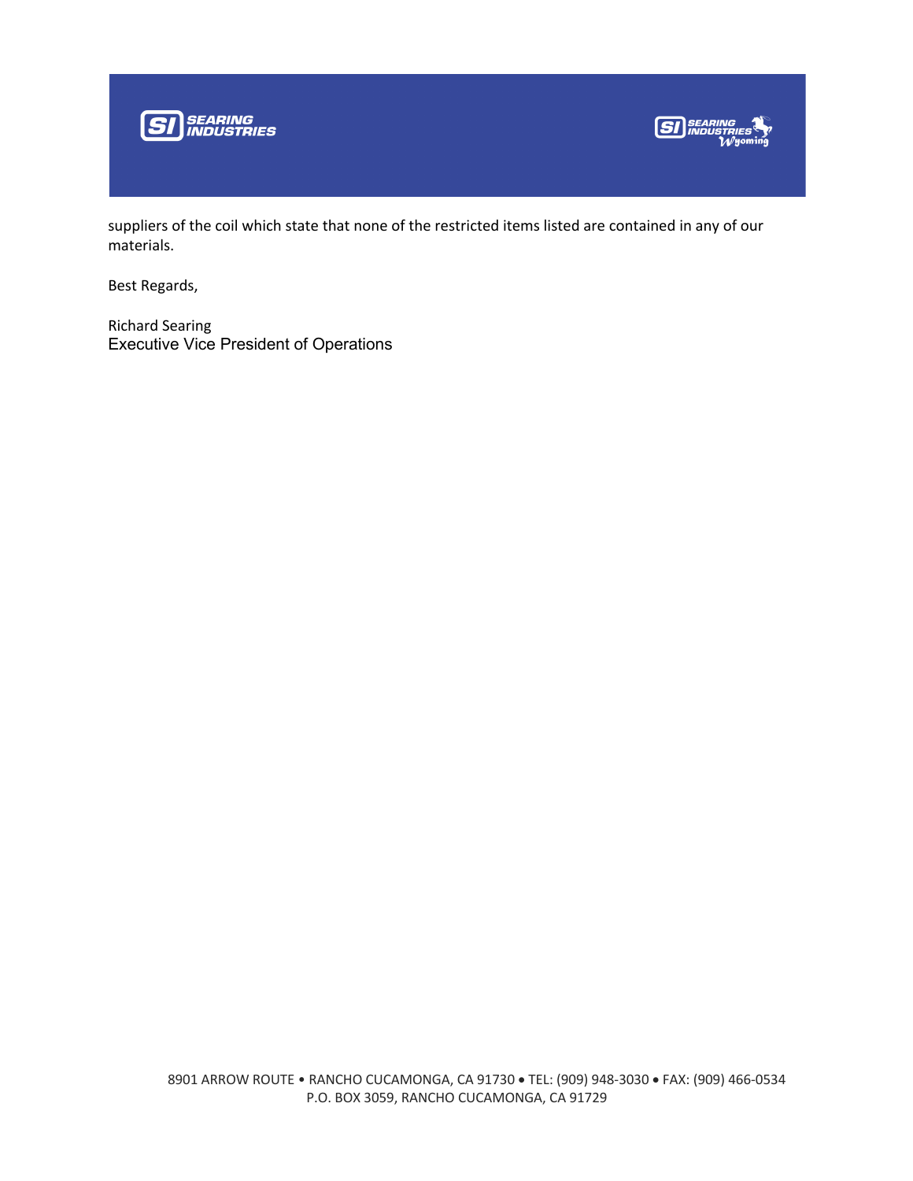suppliers of the coil which state that none of the restricted items listed are contained in any of our materials.

Best Regards,

Richard Searing
Executive Vice President of Operations